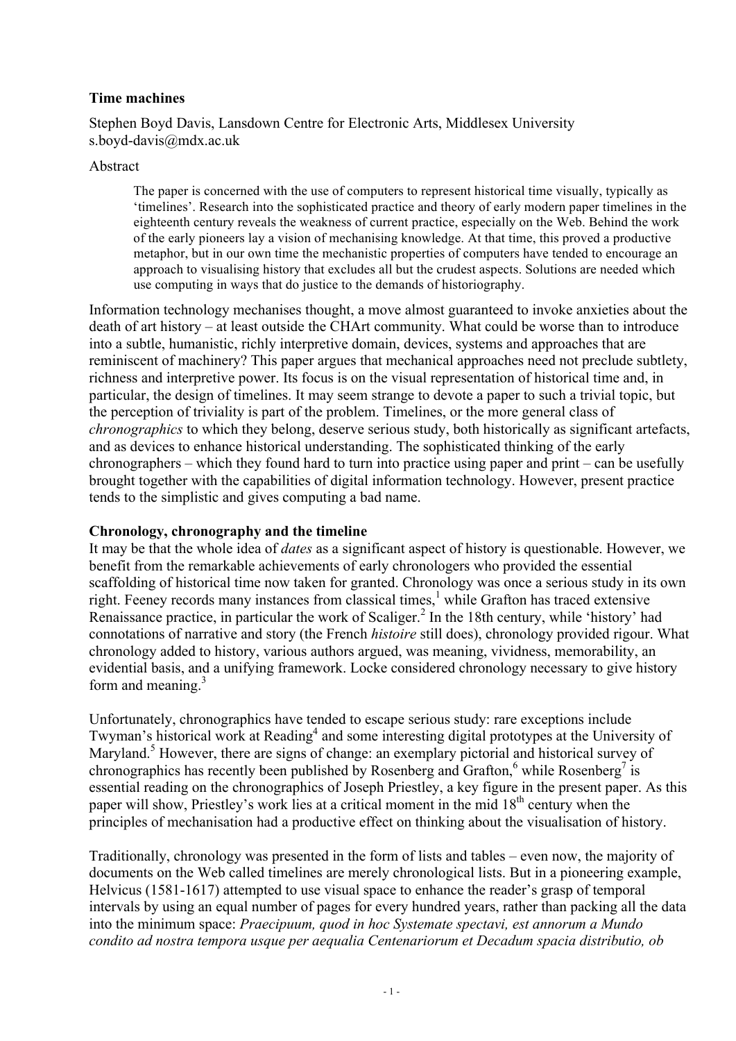# Time machines

Stephen Boyd Davis, Lansdown Centre for Electronic Arts, Middlesex University
s.boyd-davis@mdx.ac.uk

Abstract

> The paper is concerned with the use of computers to represent historical time visually, typically as 'timelines'. Research into the sophisticated practice and theory of early modern paper timelines in the eighteenth century reveals the weakness of current practice, especially on the Web. Behind the work of the early pioneers lay a vision of mechanising knowledge. At that time, this proved a productive metaphor, but in our own time the mechanistic properties of computers have tended to encourage an approach to visualising history that excludes all but the crudest aspects. Solutions are needed which use computing in ways that do justice to the demands of historiography.

Information technology mechanises thought, a move almost guaranteed to invoke anxieties about the death of art history – at least outside the CHArt community. What could be worse than to introduce into a subtle, humanistic, richly interpretive domain, devices, systems and approaches that are reminiscent of machinery? This paper argues that mechanical approaches need not preclude subtlety, richness and interpretive power. Its focus is on the visual representation of historical time and, in particular, the design of timelines. It may seem strange to devote a paper to such a trivial topic, but the perception of triviality is part of the problem. Timelines, or the more general class of *chronographics* to which they belong, deserve serious study, both historically as significant artefacts, and as devices to enhance historical understanding. The sophisticated thinking of the early chronographers – which they found hard to turn into practice using paper and print – can be usefully brought together with the capabilities of digital information technology. However, present practice tends to the simplistic and gives computing a bad name.

## Chronology, chronography and the timeline

It may be that the whole idea of *dates* as a significant aspect of history is questionable. However, we benefit from the remarkable achievements of early chronologers who provided the essential scaffolding of historical time now taken for granted. Chronology was once a serious study in its own right. Feeney records many instances from classical times,[1] while Grafton has traced extensive Renaissance practice, in particular the work of Scaliger.[2] In the 18th century, while 'history' had connotations of narrative and story (the French *histoire* still does), chronology provided rigour. What chronology added to history, various authors argued, was meaning, vividness, memorability, an evidential basis, and a unifying framework. Locke considered chronology necessary to give history form and meaning.[3]

Unfortunately, chronographics have tended to escape serious study: rare exceptions include Twyman's historical work at Reading[4] and some interesting digital prototypes at the University of Maryland.[5] However, there are signs of change: an exemplary pictorial and historical survey of chronographics has recently been published by Rosenberg and Grafton,[6] while Rosenberg[7] is essential reading on the chronographics of Joseph Priestley, a key figure in the present paper. As this paper will show, Priestley's work lies at a critical moment in the mid 18th century when the principles of mechanisation had a productive effect on thinking about the visualisation of history.

Traditionally, chronology was presented in the form of lists and tables – even now, the majority of documents on the Web called timelines are merely chronological lists. But in a pioneering example, Helvicus (1581-1617) attempted to use visual space to enhance the reader's grasp of temporal intervals by using an equal number of pages for every hundred years, rather than packing all the data into the minimum space: *Praecipuum, quod in hoc Systemate spectavi, est annorum a Mundo condito ad nostra tempora usque per aequalia Centenariorum et Decadum spacia distributio, ob*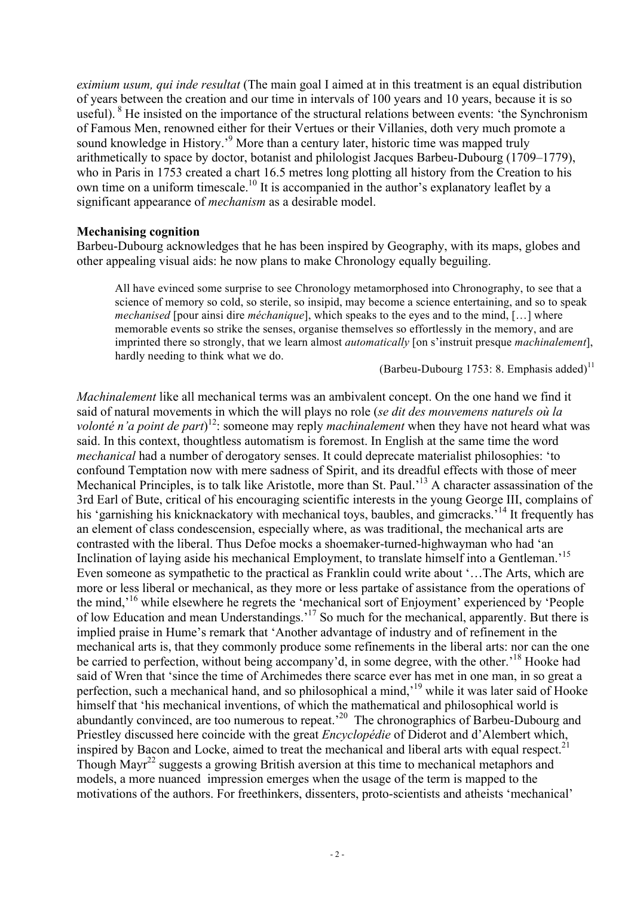*eximium usum, qui inde resultat* (The main goal I aimed at in this treatment is an equal distribution of years between the creation and our time in intervals of 100 years and 10 years, because it is so useful). [8] He insisted on the importance of the structural relations between events: 'the Synchronism of Famous Men, renowned either for their Vertues or their Villanies, doth very much promote a sound knowledge in History.'[9] More than a century later, historic time was mapped truly arithmetically to space by doctor, botanist and philologist Jacques Barbeu-Dubourg (1709–1779), who in Paris in 1753 created a chart 16.5 metres long plotting all history from the Creation to his own time on a uniform timescale.[10] It is accompanied in the author's explanatory leaflet by a significant appearance of *mechanism* as a desirable model.

**Mechanising cognition**

Barbeu-Dubourg acknowledges that he has been inspired by Geography, with its maps, globes and other appealing visual aids: he now plans to make Chronology equally beguiling.

> All have evinced some surprise to see Chronology metamorphosed into Chronography, to see that a science of memory so cold, so sterile, so insipid, may become a science entertaining, and so to speak *mechanised* [pour ainsi dire *méchanique*], which speaks to the eyes and to the mind, […] where memorable events so strike the senses, organise themselves so effortlessly in the memory, and are imprinted there so strongly, that we learn almost *automatically* [on s'instruit presque *machinalement*], hardly needing to think what we do.
>
> (Barbeu-Dubourg 1753: 8. Emphasis added)[11]

*Machinalement* like all mechanical terms was an ambivalent concept. On the one hand we find it said of natural movements in which the will plays no role (*se dit des mouvemens naturels où la volonté n'a point de part*)[12]: someone may reply *machinalement* when they have not heard what was said. In this context, thoughtless automatism is foremost. In English at the same time the word *mechanical* had a number of derogatory senses. It could deprecate materialist philosophies: 'to confound Temptation now with mere sadness of Spirit, and its dreadful effects with those of meer Mechanical Principles, is to talk like Aristotle, more than St. Paul.'[13] A character assassination of the 3rd Earl of Bute, critical of his encouraging scientific interests in the young George III, complains of his 'garnishing his knicknackatory with mechanical toys, baubles, and gimcracks.'[14] It frequently has an element of class condescension, especially where, as was traditional, the mechanical arts are contrasted with the liberal. Thus Defoe mocks a shoemaker-turned-highwayman who had 'an Inclination of laying aside his mechanical Employment, to translate himself into a Gentleman.'[15] Even someone as sympathetic to the practical as Franklin could write about '…The Arts, which are more or less liberal or mechanical, as they more or less partake of assistance from the operations of the mind,'[16] while elsewhere he regrets the 'mechanical sort of Enjoyment' experienced by 'People of low Education and mean Understandings.'[17] So much for the mechanical, apparently. But there is implied praise in Hume's remark that 'Another advantage of industry and of refinement in the mechanical arts is, that they commonly produce some refinements in the liberal arts: nor can the one be carried to perfection, without being accompany'd, in some degree, with the other.'[18] Hooke had said of Wren that 'since the time of Archimedes there scarce ever has met in one man, in so great a perfection, such a mechanical hand, and so philosophical a mind,'[19] while it was later said of Hooke himself that 'his mechanical inventions, of which the mathematical and philosophical world is abundantly convinced, are too numerous to repeat.'[20] The chronographics of Barbeu-Dubourg and Priestley discussed here coincide with the great *Encyclopédie* of Diderot and d'Alembert which, inspired by Bacon and Locke, aimed to treat the mechanical and liberal arts with equal respect.[21] Though Mayr[22] suggests a growing British aversion at this time to mechanical metaphors and models, a more nuanced impression emerges when the usage of the term is mapped to the motivations of the authors. For freethinkers, dissenters, proto-scientists and atheists 'mechanical'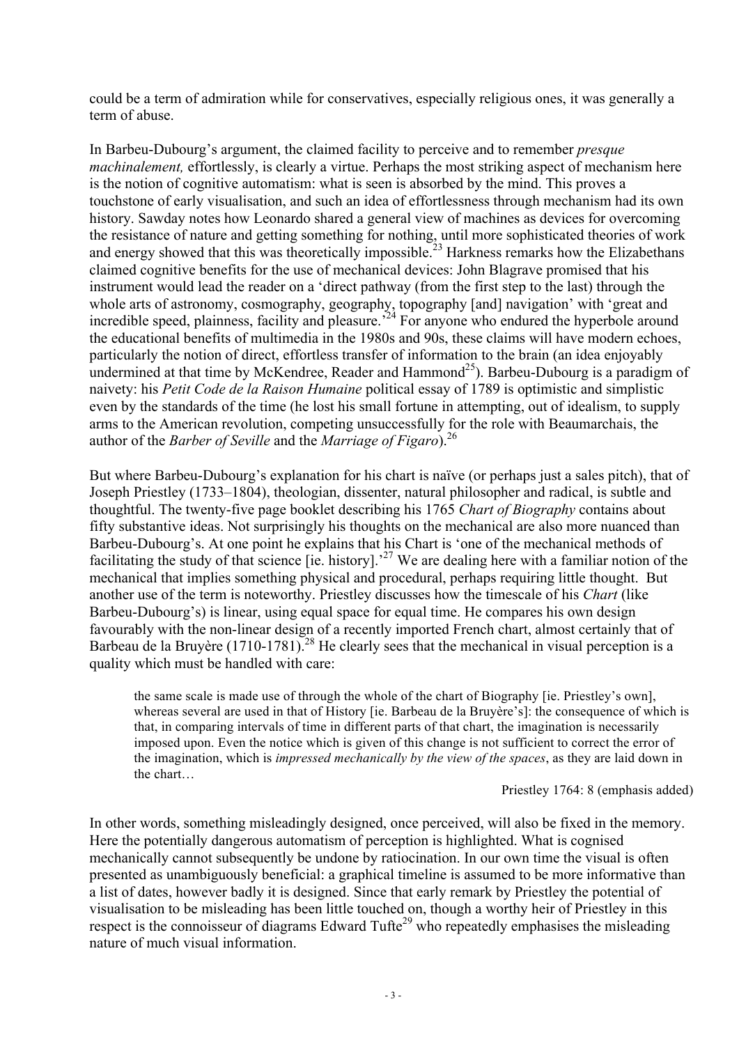could be a term of admiration while for conservatives, especially religious ones, it was generally a term of abuse.

In Barbeu-Dubourg's argument, the claimed facility to perceive and to remember *presque machinalement,* effortlessly, is clearly a virtue. Perhaps the most striking aspect of mechanism here is the notion of cognitive automatism: what is seen is absorbed by the mind. This proves a touchstone of early visualisation, and such an idea of effortlessness through mechanism had its own history. Sawday notes how Leonardo shared a general view of machines as devices for overcoming the resistance of nature and getting something for nothing, until more sophisticated theories of work and energy showed that this was theoretically impossible.[23] Harkness remarks how the Elizabethans claimed cognitive benefits for the use of mechanical devices: John Blagrave promised that his instrument would lead the reader on a 'direct pathway (from the first step to the last) through the whole arts of astronomy, cosmography, geography, topography [and] navigation' with 'great and incredible speed, plainness, facility and pleasure.'[24] For anyone who endured the hyperbole around the educational benefits of multimedia in the 1980s and 90s, these claims will have modern echoes, particularly the notion of direct, effortless transfer of information to the brain (an idea enjoyably undermined at that time by McKendree, Reader and Hammond[25]). Barbeu-Dubourg is a paradigm of naivety: his *Petit Code de la Raison Humaine* political essay of 1789 is optimistic and simplistic even by the standards of the time (he lost his small fortune in attempting, out of idealism, to supply arms to the American revolution, competing unsuccessfully for the role with Beaumarchais, the author of the *Barber of Seville* and the *Marriage of Figaro*).[26]

But where Barbeu-Dubourg's explanation for his chart is naïve (or perhaps just a sales pitch), that of Joseph Priestley (1733–1804), theologian, dissenter, natural philosopher and radical, is subtle and thoughtful. The twenty-five page booklet describing his 1765 *Chart of Biography* contains about fifty substantive ideas. Not surprisingly his thoughts on the mechanical are also more nuanced than Barbeu-Dubourg's. At one point he explains that his Chart is 'one of the mechanical methods of facilitating the study of that science [ie. history].'[27] We are dealing here with a familiar notion of the mechanical that implies something physical and procedural, perhaps requiring little thought. But another use of the term is noteworthy. Priestley discusses how the timescale of his *Chart* (like Barbeu-Dubourg's) is linear, using equal space for equal time. He compares his own design favourably with the non-linear design of a recently imported French chart, almost certainly that of Barbeau de la Bruyère (1710-1781).[28] He clearly sees that the mechanical in visual perception is a quality which must be handled with care:

> the same scale is made use of through the whole of the chart of Biography [ie. Priestley's own], whereas several are used in that of History [ie. Barbeau de la Bruyère's]: the consequence of which is that, in comparing intervals of time in different parts of that chart, the imagination is necessarily imposed upon. Even the notice which is given of this change is not sufficient to correct the error of the imagination, which is *impressed mechanically by the view of the spaces*, as they are laid down in the chart…
>
> Priestley 1764: 8 (emphasis added)

In other words, something misleadingly designed, once perceived, will also be fixed in the memory. Here the potentially dangerous automatism of perception is highlighted. What is cognised mechanically cannot subsequently be undone by ratiocination. In our own time the visual is often presented as unambiguously beneficial: a graphical timeline is assumed to be more informative than a list of dates, however badly it is designed. Since that early remark by Priestley the potential of visualisation to be misleading has been little touched on, though a worthy heir of Priestley in this respect is the connoisseur of diagrams Edward Tufte[29] who repeatedly emphasises the misleading nature of much visual information.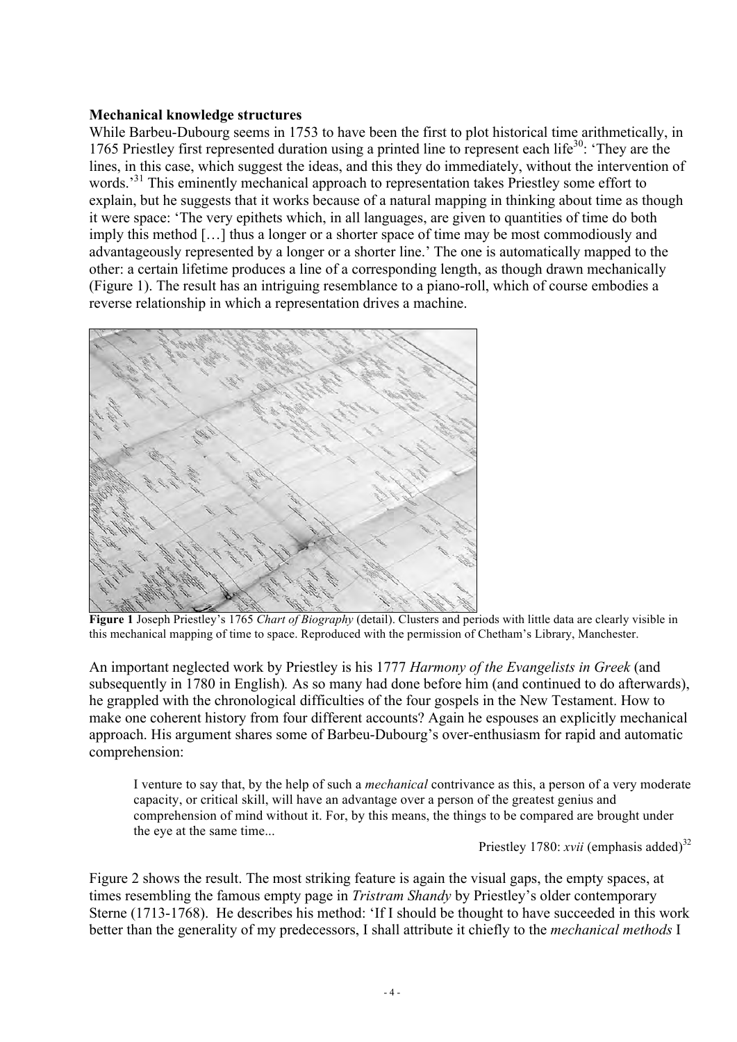**Mechanical knowledge structures**

While Barbeu-Dubourg seems in 1753 to have been the first to plot historical time arithmetically, in 1765 Priestley first represented duration using a printed line to represent each life[30]: 'They are the lines, in this case, which suggest the ideas, and this they do immediately, without the intervention of words.'[31] This eminently mechanical approach to representation takes Priestley some effort to explain, but he suggests that it works because of a natural mapping in thinking about time as though it were space: 'The very epithets which, in all languages, are given to quantities of time do both imply this method […] thus a longer or a shorter space of time may be most commodiously and advantageously represented by a longer or a shorter line.' The one is automatically mapped to the other: a certain lifetime produces a line of a corresponding length, as though drawn mechanically (Figure 1). The result has an intriguing resemblance to a piano-roll, which of course embodies a reverse relationship in which a representation drives a machine.

**Figure 1** Joseph Priestley's 1765 *Chart of Biography* (detail). Clusters and periods with little data are clearly visible in this mechanical mapping of time to space. Reproduced with the permission of Chetham's Library, Manchester.

An important neglected work by Priestley is his 1777 *Harmony of the Evangelists in Greek* (and subsequently in 1780 in English). As so many had done before him (and continued to do afterwards), he grappled with the chronological difficulties of the four gospels in the New Testament. How to make one coherent history from four different accounts? Again he espouses an explicitly mechanical approach. His argument shares some of Barbeu-Dubourg's over-enthusiasm for rapid and automatic comprehension:

> I venture to say that, by the help of such a *mechanical* contrivance as this, a person of a very moderate capacity, or critical skill, will have an advantage over a person of the greatest genius and comprehension of mind without it. For, by this means, the things to be compared are brought under the eye at the same time...
>
> Priestley 1780: *xvii* (emphasis added)[32]

Figure 2 shows the result. The most striking feature is again the visual gaps, the empty spaces, at times resembling the famous empty page in *Tristram Shandy* by Priestley's older contemporary Sterne (1713-1768). He describes his method: 'If I should be thought to have succeeded in this work better than the generality of my predecessors, I shall attribute it chiefly to the *mechanical methods* I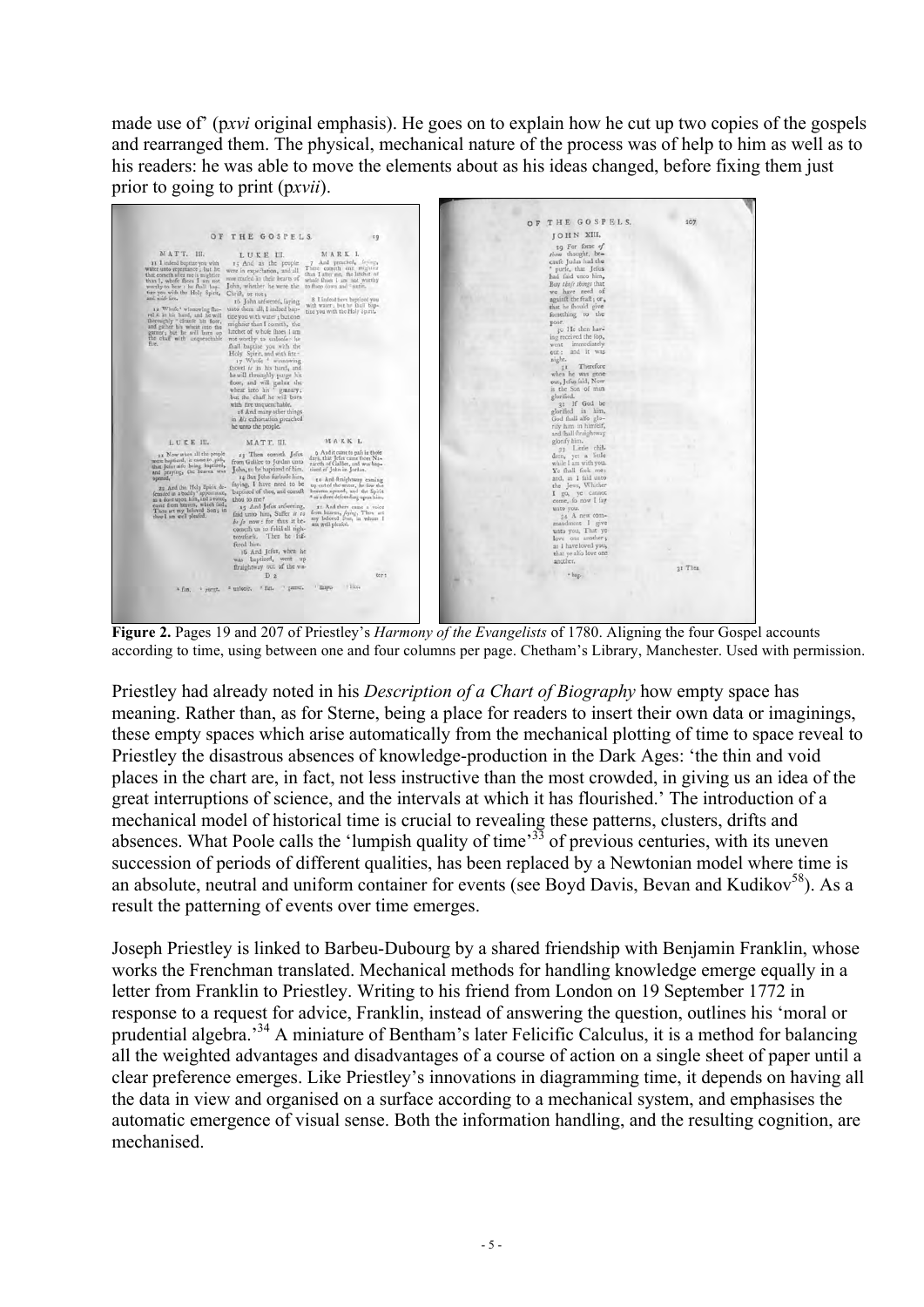made use of' (p*xvi* original emphasis). He goes on to explain how he cut up two copies of the gospels and rearranged them. The physical, mechanical nature of the process was of help to him as well as to his readers: he was able to move the elements about as his ideas changed, before fixing them just prior to going to print (p*xvii*).

**Figure 2.** Pages 19 and 207 of Priestley's *Harmony of the Evangelists* of 1780. Aligning the four Gospel accounts according to time, using between one and four columns per page. Chetham's Library, Manchester. Used with permission.

Priestley had already noted in his *Description of a Chart of Biography* how empty space has meaning. Rather than, as for Sterne, being a place for readers to insert their own data or imaginings, these empty spaces which arise automatically from the mechanical plotting of time to space reveal to Priestley the disastrous absences of knowledge-production in the Dark Ages: 'the thin and void places in the chart are, in fact, not less instructive than the most crowded, in giving us an idea of the great interruptions of science, and the intervals at which it has flourished.' The introduction of a mechanical model of historical time is crucial to revealing these patterns, clusters, drifts and absences. What Poole calls the 'lumpish quality of time'[33] of previous centuries, with its uneven succession of periods of different qualities, has been replaced by a Newtonian model where time is an absolute, neutral and uniform container for events (see Boyd Davis, Bevan and Kudikov[58]). As a result the patterning of events over time emerges.

Joseph Priestley is linked to Barbeu-Dubourg by a shared friendship with Benjamin Franklin, whose works the Frenchman translated. Mechanical methods for handling knowledge emerge equally in a letter from Franklin to Priestley. Writing to his friend from London on 19 September 1772 in response to a request for advice, Franklin, instead of answering the question, outlines his 'moral or prudential algebra.'[34] A miniature of Bentham's later Felicific Calculus, it is a method for balancing all the weighted advantages and disadvantages of a course of action on a single sheet of paper until a clear preference emerges. Like Priestley's innovations in diagramming time, it depends on having all the data in view and organised on a surface according to a mechanical system, and emphasises the automatic emergence of visual sense. Both the information handling, and the resulting cognition, are mechanised.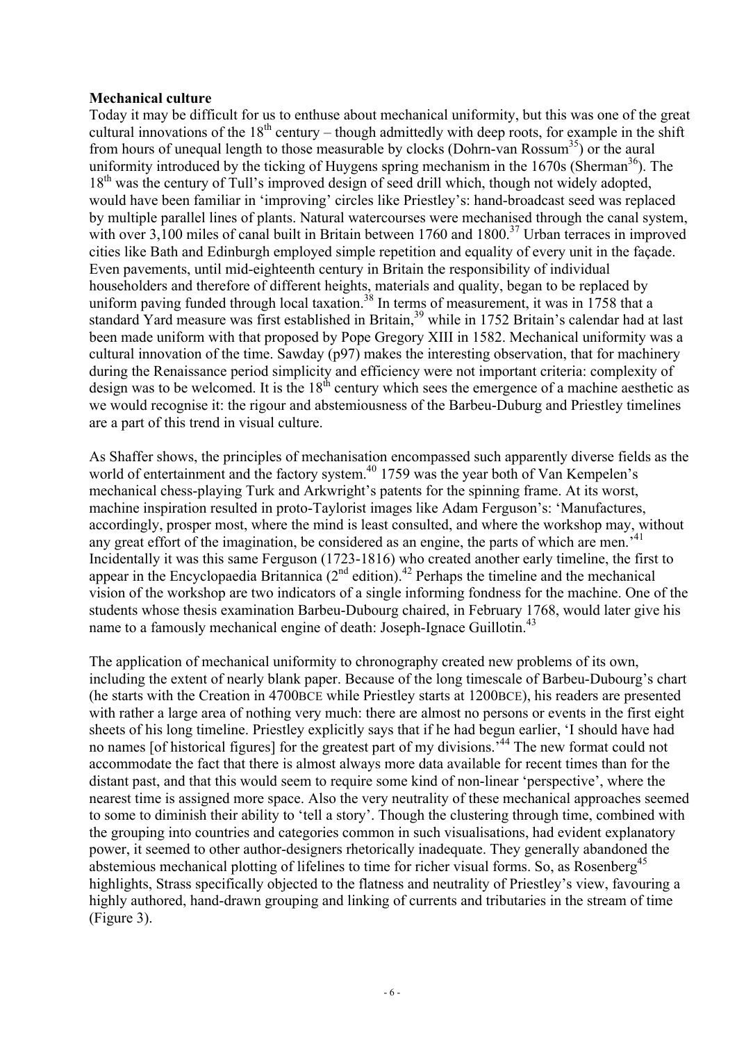**Mechanical culture**

Today it may be difficult for us to enthuse about mechanical uniformity, but this was one of the great cultural innovations of the 18th century – though admittedly with deep roots, for example in the shift from hours of unequal length to those measurable by clocks (Dohrn-van Rossum[35]) or the aural uniformity introduced by the ticking of Huygens spring mechanism in the 1670s (Sherman[36]). The 18th was the century of Tull's improved design of seed drill which, though not widely adopted, would have been familiar in 'improving' circles like Priestley's: hand-broadcast seed was replaced by multiple parallel lines of plants. Natural watercourses were mechanised through the canal system, with over 3,100 miles of canal built in Britain between 1760 and 1800.[37] Urban terraces in improved cities like Bath and Edinburgh employed simple repetition and equality of every unit in the façade. Even pavements, until mid-eighteenth century in Britain the responsibility of individual householders and therefore of different heights, materials and quality, began to be replaced by uniform paving funded through local taxation.[38] In terms of measurement, it was in 1758 that a standard Yard measure was first established in Britain,[39] while in 1752 Britain's calendar had at last been made uniform with that proposed by Pope Gregory XIII in 1582. Mechanical uniformity was a cultural innovation of the time. Sawday (p97) makes the interesting observation, that for machinery during the Renaissance period simplicity and efficiency were not important criteria: complexity of design was to be welcomed. It is the 18th century which sees the emergence of a machine aesthetic as we would recognise it: the rigour and abstemiousness of the Barbeu-Duburg and Priestley timelines are a part of this trend in visual culture.

As Shaffer shows, the principles of mechanisation encompassed such apparently diverse fields as the world of entertainment and the factory system.[40] 1759 was the year both of Van Kempelen's mechanical chess-playing Turk and Arkwright's patents for the spinning frame. At its worst, machine inspiration resulted in proto-Taylorist images like Adam Ferguson's: 'Manufactures, accordingly, prosper most, where the mind is least consulted, and where the workshop may, without any great effort of the imagination, be considered as an engine, the parts of which are men.'[41] Incidentally it was this same Ferguson (1723-1816) who created another early timeline, the first to appear in the Encyclopaedia Britannica (2nd edition).[42] Perhaps the timeline and the mechanical vision of the workshop are two indicators of a single informing fondness for the machine. One of the students whose thesis examination Barbeu-Dubourg chaired, in February 1768, would later give his name to a famously mechanical engine of death: Joseph-Ignace Guillotin.[43]

The application of mechanical uniformity to chronography created new problems of its own, including the extent of nearly blank paper. Because of the long timescale of Barbeu-Dubourg's chart (he starts with the Creation in 4700BCE while Priestley starts at 1200BCE), his readers are presented with rather a large area of nothing very much: there are almost no persons or events in the first eight sheets of his long timeline. Priestley explicitly says that if he had begun earlier, 'I should have had no names [of historical figures] for the greatest part of my divisions.'[44] The new format could not accommodate the fact that there is almost always more data available for recent times than for the distant past, and that this would seem to require some kind of non-linear 'perspective', where the nearest time is assigned more space. Also the very neutrality of these mechanical approaches seemed to some to diminish their ability to 'tell a story'. Though the clustering through time, combined with the grouping into countries and categories common in such visualisations, had evident explanatory power, it seemed to other author-designers rhetorically inadequate. They generally abandoned the abstemious mechanical plotting of lifelines to time for richer visual forms. So, as Rosenberg[45] highlights, Strass specifically objected to the flatness and neutrality of Priestley's view, favouring a highly authored, hand-drawn grouping and linking of currents and tributaries in the stream of time (Figure 3).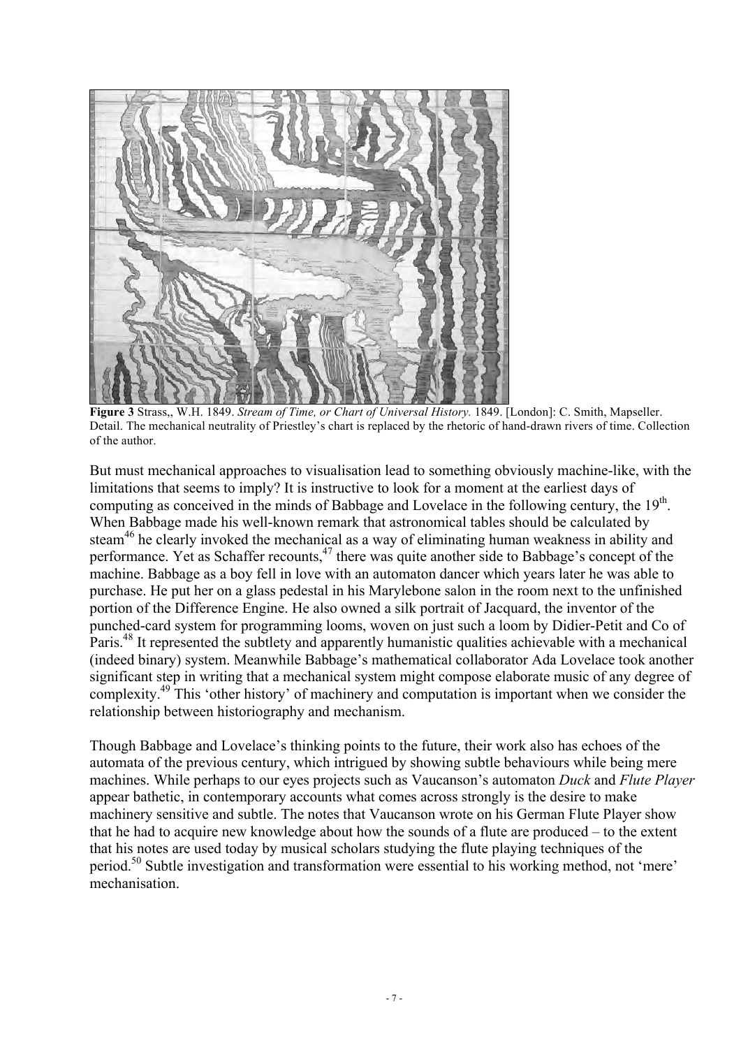**Figure 3** Strass,, W.H. 1849. *Stream of Time, or Chart of Universal History.* 1849. [London]: C. Smith, Mapseller. Detail. The mechanical neutrality of Priestley's chart is replaced by the rhetoric of hand-drawn rivers of time. Collection of the author.

But must mechanical approaches to visualisation lead to something obviously machine-like, with the limitations that seems to imply? It is instructive to look for a moment at the earliest days of computing as conceived in the minds of Babbage and Lovelace in the following century, the 19th. When Babbage made his well-known remark that astronomical tables should be calculated by steam[46] he clearly invoked the mechanical as a way of eliminating human weakness in ability and performance. Yet as Schaffer recounts,[47] there was quite another side to Babbage's concept of the machine. Babbage as a boy fell in love with an automaton dancer which years later he was able to purchase. He put her on a glass pedestal in his Marylebone salon in the room next to the unfinished portion of the Difference Engine. He also owned a silk portrait of Jacquard, the inventor of the punched-card system for programming looms, woven on just such a loom by Didier-Petit and Co of Paris.[48] It represented the subtlety and apparently humanistic qualities achievable with a mechanical (indeed binary) system. Meanwhile Babbage's mathematical collaborator Ada Lovelace took another significant step in writing that a mechanical system might compose elaborate music of any degree of complexity.[49] This 'other history' of machinery and computation is important when we consider the relationship between historiography and mechanism.

Though Babbage and Lovelace's thinking points to the future, their work also has echoes of the automata of the previous century, which intrigued by showing subtle behaviours while being mere machines. While perhaps to our eyes projects such as Vaucanson's automaton *Duck* and *Flute Player* appear bathetic, in contemporary accounts what comes across strongly is the desire to make machinery sensitive and subtle. The notes that Vaucanson wrote on his German Flute Player show that he had to acquire new knowledge about how the sounds of a flute are produced – to the extent that his notes are used today by musical scholars studying the flute playing techniques of the period.[50] Subtle investigation and transformation were essential to his working method, not 'mere' mechanisation.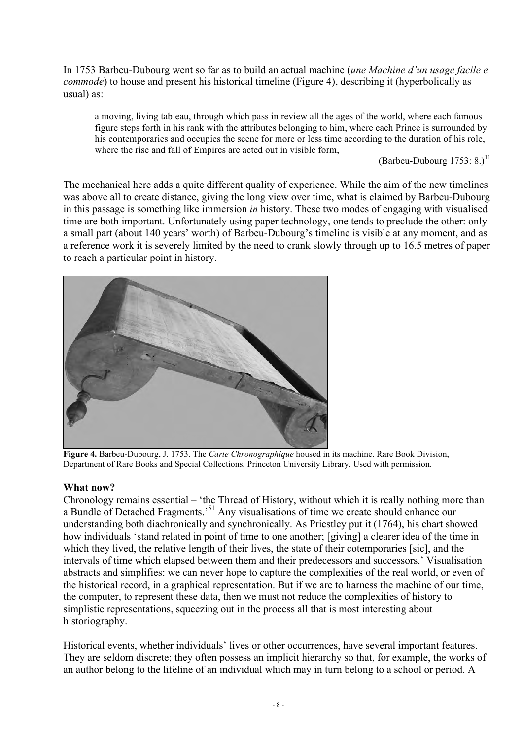In 1753 Barbeu-Dubourg went so far as to build an actual machine (*une Machine d'un usage facile e commode*) to house and present his historical timeline (Figure 4), describing it (hyperbolically as usual) as:

> a moving, living tableau, through which pass in review all the ages of the world, where each famous figure steps forth in his rank with the attributes belonging to him, where each Prince is surrounded by his contemporaries and occupies the scene for more or less time according to the duration of his role, where the rise and fall of Empires are acted out in visible form,
>
> (Barbeu-Dubourg 1753: 8.)[11]

The mechanical here adds a quite different quality of experience. While the aim of the new timelines was above all to create distance, giving the long view over time, what is claimed by Barbeu-Dubourg in this passage is something like immersion *in* history. These two modes of engaging with visualised time are both important. Unfortunately using paper technology, one tends to preclude the other: only a small part (about 140 years' worth) of Barbeu-Dubourg's timeline is visible at any moment, and as a reference work it is severely limited by the need to crank slowly through up to 16.5 metres of paper to reach a particular point in history.

**Figure 4.** Barbeu-Dubourg, J. 1753. The *Carte Chronographique* housed in its machine. Rare Book Division, Department of Rare Books and Special Collections, Princeton University Library. Used with permission.

### What now?

Chronology remains essential – 'the Thread of History, without which it is really nothing more than a Bundle of Detached Fragments.'[51] Any visualisations of time we create should enhance our understanding both diachronically and synchronically. As Priestley put it (1764), his chart showed how individuals 'stand related in point of time to one another; [giving] a clearer idea of the time in which they lived, the relative length of their lives, the state of their cotemporaries [sic], and the intervals of time which elapsed between them and their predecessors and successors.' Visualisation abstracts and simplifies: we can never hope to capture the complexities of the real world, or even of the historical record, in a graphical representation. But if we are to harness the machine of our time, the computer, to represent these data, then we must not reduce the complexities of history to simplistic representations, squeezing out in the process all that is most interesting about historiography.

Historical events, whether individuals' lives or other occurrences, have several important features. They are seldom discrete; they often possess an implicit hierarchy so that, for example, the works of an author belong to the lifeline of an individual which may in turn belong to a school or period. A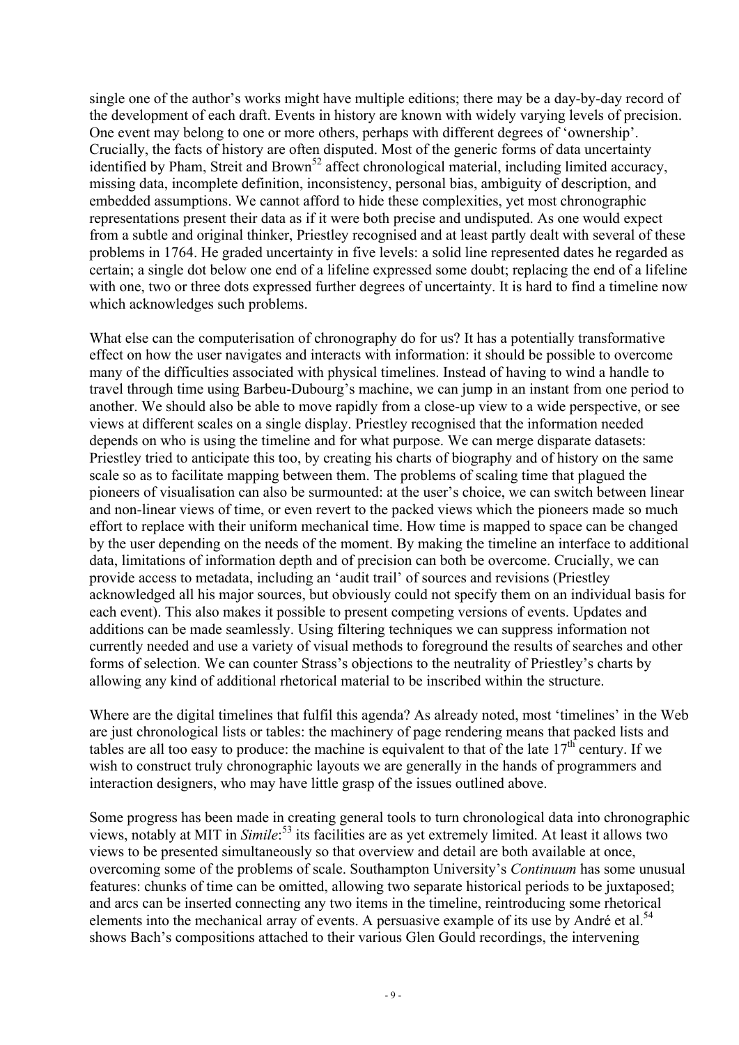single one of the author's works might have multiple editions; there may be a day-by-day record of the development of each draft. Events in history are known with widely varying levels of precision. One event may belong to one or more others, perhaps with different degrees of 'ownership'. Crucially, the facts of history are often disputed. Most of the generic forms of data uncertainty identified by Pham, Streit and Brown[52] affect chronological material, including limited accuracy, missing data, incomplete definition, inconsistency, personal bias, ambiguity of description, and embedded assumptions. We cannot afford to hide these complexities, yet most chronographic representations present their data as if it were both precise and undisputed. As one would expect from a subtle and original thinker, Priestley recognised and at least partly dealt with several of these problems in 1764. He graded uncertainty in five levels: a solid line represented dates he regarded as certain; a single dot below one end of a lifeline expressed some doubt; replacing the end of a lifeline with one, two or three dots expressed further degrees of uncertainty. It is hard to find a timeline now which acknowledges such problems.

What else can the computerisation of chronography do for us? It has a potentially transformative effect on how the user navigates and interacts with information: it should be possible to overcome many of the difficulties associated with physical timelines. Instead of having to wind a handle to travel through time using Barbeu-Dubourg's machine, we can jump in an instant from one period to another. We should also be able to move rapidly from a close-up view to a wide perspective, or see views at different scales on a single display. Priestley recognised that the information needed depends on who is using the timeline and for what purpose. We can merge disparate datasets: Priestley tried to anticipate this too, by creating his charts of biography and of history on the same scale so as to facilitate mapping between them. The problems of scaling time that plagued the pioneers of visualisation can also be surmounted: at the user's choice, we can switch between linear and non-linear views of time, or even revert to the packed views which the pioneers made so much effort to replace with their uniform mechanical time. How time is mapped to space can be changed by the user depending on the needs of the moment. By making the timeline an interface to additional data, limitations of information depth and of precision can both be overcome. Crucially, we can provide access to metadata, including an 'audit trail' of sources and revisions (Priestley acknowledged all his major sources, but obviously could not specify them on an individual basis for each event). This also makes it possible to present competing versions of events. Updates and additions can be made seamlessly. Using filtering techniques we can suppress information not currently needed and use a variety of visual methods to foreground the results of searches and other forms of selection. We can counter Strass's objections to the neutrality of Priestley's charts by allowing any kind of additional rhetorical material to be inscribed within the structure.

Where are the digital timelines that fulfil this agenda? As already noted, most 'timelines' in the Web are just chronological lists or tables: the machinery of page rendering means that packed lists and tables are all too easy to produce: the machine is equivalent to that of the late 17th century. If we wish to construct truly chronographic layouts we are generally in the hands of programmers and interaction designers, who may have little grasp of the issues outlined above.

Some progress has been made in creating general tools to turn chronological data into chronographic views, notably at MIT in *Simile*:[53] its facilities are as yet extremely limited. At least it allows two views to be presented simultaneously so that overview and detail are both available at once, overcoming some of the problems of scale. Southampton University's *Continuum* has some unusual features: chunks of time can be omitted, allowing two separate historical periods to be juxtaposed; and arcs can be inserted connecting any two items in the timeline, reintroducing some rhetorical elements into the mechanical array of events. A persuasive example of its use by André et al.[54] shows Bach's compositions attached to their various Glen Gould recordings, the intervening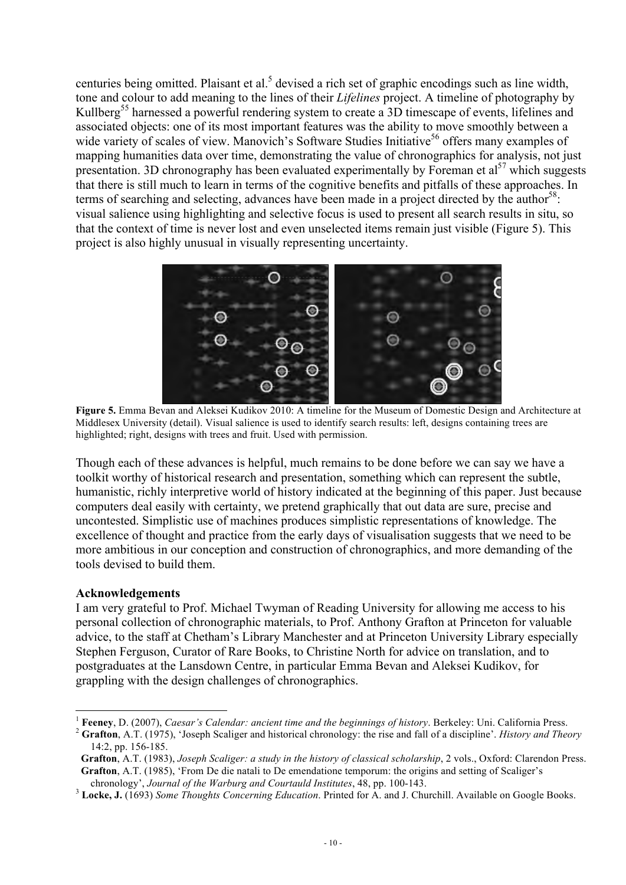centuries being omitted. Plaisant et al.[5] devised a rich set of graphic encodings such as line width, tone and colour to add meaning to the lines of their *Lifelines* project. A timeline of photography by Kullberg[55] harnessed a powerful rendering system to create a 3D timescape of events, lifelines and associated objects: one of its most important features was the ability to move smoothly between a wide variety of scales of view. Manovich's Software Studies Initiative[56] offers many examples of mapping humanities data over time, demonstrating the value of chronographics for analysis, not just presentation. 3D chronography has been evaluated experimentally by Foreman et al[57] which suggests that there is still much to learn in terms of the cognitive benefits and pitfalls of these approaches. In terms of searching and selecting, advances have been made in a project directed by the author[58]: visual salience using highlighting and selective focus is used to present all search results in situ, so that the context of time is never lost and even unselected items remain just visible (Figure 5). This project is also highly unusual in visually representing uncertainty.

**Figure 5.** Emma Bevan and Aleksei Kudikov 2010: A timeline for the Museum of Domestic Design and Architecture at Middlesex University (detail). Visual salience is used to identify search results: left, designs containing trees are highlighted; right, designs with trees and fruit. Used with permission.

Though each of these advances is helpful, much remains to be done before we can say we have a toolkit worthy of historical research and presentation, something which can represent the subtle, humanistic, richly interpretive world of history indicated at the beginning of this paper. Just because computers deal easily with certainty, we pretend graphically that out data are sure, precise and uncontested. Simplistic use of machines produces simplistic representations of knowledge. The excellence of thought and practice from the early days of visualisation suggests that we need to be more ambitious in our conception and construction of chronographics, and more demanding of the tools devised to build them.

## Acknowledgements

I am very grateful to Prof. Michael Twyman of Reading University for allowing me access to his personal collection of chronographic materials, to Prof. Anthony Grafton at Princeton for valuable advice, to the staff at Chetham's Library Manchester and at Princeton University Library especially Stephen Ferguson, Curator of Rare Books, to Christine North for advice on translation, and to postgraduates at the Lansdown Centre, in particular Emma Bevan and Aleksei Kudikov, for grappling with the design challenges of chronographics.

---

[1] **Feeney**, D. (2007), *Caesar's Calendar: ancient time and the beginnings of history*. Berkeley: Uni. California Press.

[2] **Grafton**, A.T. (1975), 'Joseph Scaliger and historical chronology: the rise and fall of a discipline'. *History and Theory* 14:2, pp. 156-185.

**Grafton**, A.T. (1983), *Joseph Scaliger: a study in the history of classical scholarship*, 2 vols., Oxford: Clarendon Press.

**Grafton**, A.T. (1985), 'From De die natali to De emendatione temporum: the origins and setting of Scaliger's chronology', *Journal of the Warburg and Courtauld Institutes*, 48, pp. 100-143.

[3] **Locke, J.** (1693) *Some Thoughts Concerning Education*. Printed for A. and J. Churchill. Available on Google Books.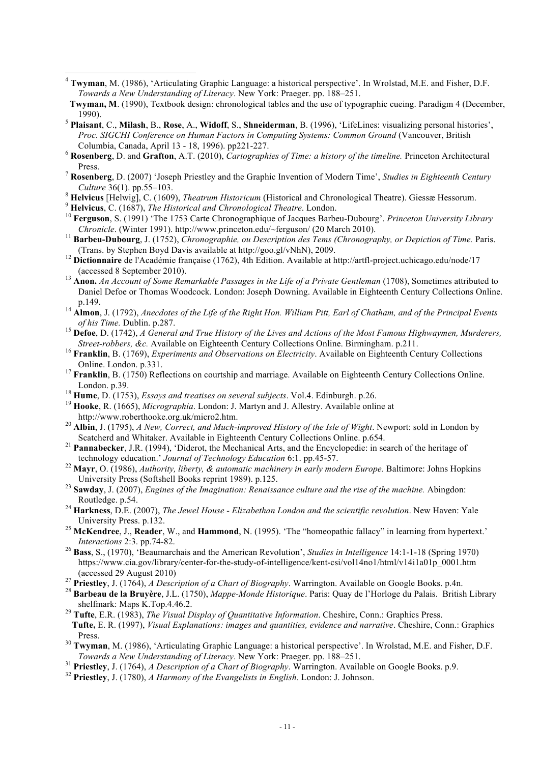[4] **Twyman**, M. (1986), 'Articulating Graphic Language: a historical perspective'. In Wrolstad, M.E. and Fisher, D.F. *Towards a New Understanding of Literacy*. New York: Praeger. pp. 188–251.

**Twyman, M**. (1990), Textbook design: chronological tables and the use of typographic cueing. Paradigm 4 (December, 1990).

[5] **Plaisant**, C., **Milash**, B., **Rose**, A., **Widoff**, S., **Shneiderman**, B. (1996), 'LifeLines: visualizing personal histories', *Proc. SIGCHI Conference on Human Factors in Computing Systems: Common Ground* (Vancouver, British Columbia, Canada, April 13 - 18, 1996). pp221-227.

[6] **Rosenberg**, D. and **Grafton**, A.T. (2010), *Cartographies of Time: a history of the timeline.* Princeton Architectural Press.

[7] **Rosenberg**, D. (2007) 'Joseph Priestley and the Graphic Invention of Modern Time', *Studies in Eighteenth Century Culture* 36(1). pp.55–103.

[8] **Helvicus** [Helwig], C. (1609), *Theatrum Historicum* (Historical and Chronological Theatre). Giessæ Hessorum.

[9] **Helvicus**, C. (1687), *The Historical and Chronological Theatre*. London.

[10] **Ferguson**, S. (1991) 'The 1753 Carte Chronographique of Jacques Barbeu-Dubourg'. *Princeton University Library Chronicle*. (Winter 1991). http://www.princeton.edu/~ferguson/ (20 March 2010).

[11] **Barbeu-Dubourg**, J. (1752), *Chronographie, ou Description des Tems (Chronography, or Depiction of Time.* Paris. (Trans. by Stephen Boyd Davis available at http://goo.gl/vNhN), 2009.

[12] **Dictionnaire** de l'Académie française (1762), 4th Edition. Available at http://artfl-project.uchicago.edu/node/17 (accessed 8 September 2010).

[13] **Anon.** *An Account of Some Remarkable Passages in the Life of a Private Gentleman* (1708), Sometimes attributed to Daniel Defoe or Thomas Woodcock. London: Joseph Downing. Available in Eighteenth Century Collections Online. p.149.

[14] **Almon**, J. (1792), *Anecdotes of the Life of the Right Hon. William Pitt, Earl of Chatham, and of the Principal Events of his Time.* Dublin. p.287.

[15] **Defoe**, D. (1742), *A General and True History of the Lives and Actions of the Most Famous Highwaymen, Murderers, Street-robbers, &c.* Available on Eighteenth Century Collections Online. Birmingham. p.211.

[16] **Franklin**, B. (1769), *Experiments and Observations on Electricity*. Available on Eighteenth Century Collections Online. London. p.331.

[17] **Franklin**, B. (1750) Reflections on courtship and marriage. Available on Eighteenth Century Collections Online. London. p.39.

[18] **Hume**, D. (1753), *Essays and treatises on several subjects*. Vol.4. Edinburgh. p.26.

[19] **Hooke**, R. (1665), *Micrographia*. London: J. Martyn and J. Allestry. Available online at http://www.roberthooke.org.uk/micro2.htm.

[20] **Albin**, J. (1795), *A New, Correct, and Much-improved History of the Isle of Wight*. Newport: sold in London by Scatcherd and Whitaker. Available in Eighteenth Century Collections Online. p.654.

[21] **Pannabecker**, J.R. (1994), 'Diderot, the Mechanical Arts, and the Encyclopedie: in search of the heritage of technology education.' *Journal of Technology Education* 6:1. pp.45-57.

[22] **Mayr**, O. (1986), *Authority, liberty, & automatic machinery in early modern Europe.* Baltimore: Johns Hopkins University Press (Softshell Books reprint 1989). p.125.

[23] **Sawday**, J. (2007), *Engines of the Imagination: Renaissance culture and the rise of the machine.* Abingdon: Routledge. p.54.

[24] **Harkness**, D.E. (2007), *The Jewel House - Elizabethan London and the scientific revolution*. New Haven: Yale University Press. p.132.

[25] **McKendree**, J., **Reader**, W., and **Hammond**, N. (1995). 'The "homeopathic fallacy" in learning from hypertext.' *Interactions* 2:3. pp.74-82.

[26] **Bass**, S., (1970), 'Beaumarchais and the American Revolution', *Studies in Intelligence* 14:1-1-18 (Spring 1970) https://www.cia.gov/library/center-for-the-study-of-intelligence/kent-csi/vol14no1/html/v14i1a01p_0001.htm (accessed 29 August 2010)

[27] **Priestley**, J. (1764), *A Description of a Chart of Biography*. Warrington. Available on Google Books. p.4n.

[28] **Barbeau de la Bruyère**, J.L. (1750), *Mappe-Monde Historique*. Paris: Quay de l'Horloge du Palais. British Library shelfmark: Maps K.Top.4.46.2.

[29] **Tufte**, E.R. (1983), *The Visual Display of Quantitative Information*. Cheshire, Conn.: Graphics Press.

**Tufte,** E. R. (1997), *Visual Explanations: images and quantities, evidence and narrative*. Cheshire, Conn.: Graphics Press.

[30] **Twyman**, M. (1986), 'Articulating Graphic Language: a historical perspective'. In Wrolstad, M.E. and Fisher, D.F. *Towards a New Understanding of Literacy*. New York: Praeger. pp. 188–251.

[31] **Priestley**, J. (1764), *A Description of a Chart of Biography*. Warrington. Available on Google Books. p.9.

[32] **Priestley**, J. (1780), *A Harmony of the Evangelists in English*. London: J. Johnson.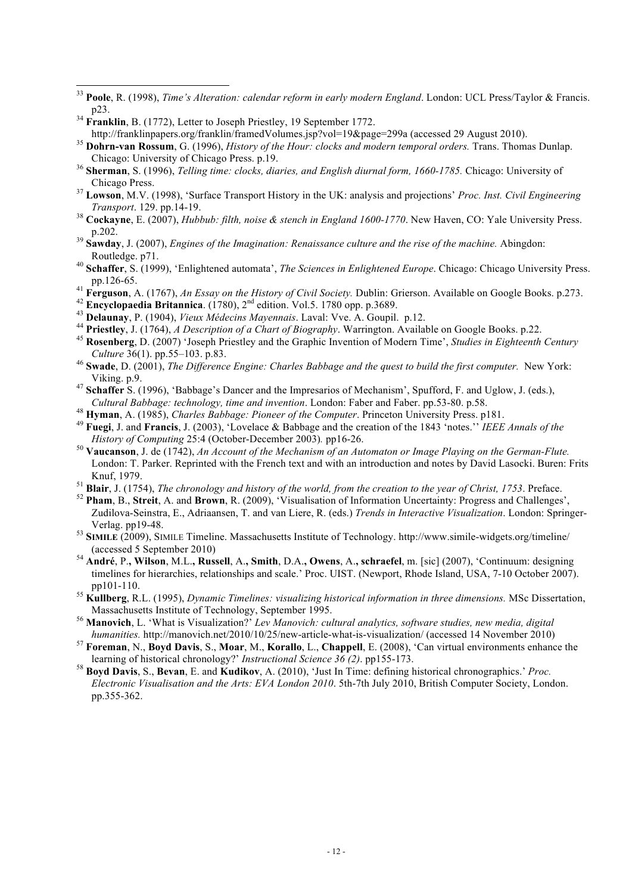[33] **Poole**, R. (1998), *Time's Alteration: calendar reform in early modern England*. London: UCL Press/Taylor & Francis. p23.

[34] **Franklin**, B. (1772), Letter to Joseph Priestley, 19 September 1772. http://franklinpapers.org/franklin/framedVolumes.jsp?vol=19&page=299a (accessed 29 August 2010).

[35] **Dohrn-van Rossum**, G. (1996), *History of the Hour: clocks and modern temporal orders.* Trans. Thomas Dunlap. Chicago: University of Chicago Press. p.19.

[36] **Sherman**, S. (1996), *Telling time: clocks, diaries, and English diurnal form, 1660-1785.* Chicago: University of Chicago Press.

[37] **Lowson**, M.V. (1998), 'Surface Transport History in the UK: analysis and projections' *Proc. Inst. Civil Engineering Transport*. 129. pp.14-19.

[38] **Cockayne**, E. (2007), *Hubbub: filth, noise & stench in England 1600-1770*. New Haven, CO: Yale University Press. p.202.

[39] **Sawday**, J. (2007), *Engines of the Imagination: Renaissance culture and the rise of the machine.* Abingdon: Routledge. p71.

[40] **Schaffer**, S. (1999), 'Enlightened automata', *The Sciences in Enlightened Europe*. Chicago: Chicago University Press. pp.126-65.

[41] **Ferguson**, A. (1767), *An Essay on the History of Civil Society.* Dublin: Grierson. Available on Google Books. p.273.

[42] **Encyclopaedia Britannica**. (1780), 2nd edition. Vol.5. 1780 opp. p.3689.

[43] **Delaunay**, P. (1904), *Vieux Médecins Mayennais*. Laval: Vve. A. Goupil. p.12.

[44] **Priestley**, J. (1764), *A Description of a Chart of Biography*. Warrington. Available on Google Books. p.22.

[45] **Rosenberg**, D. (2007) 'Joseph Priestley and the Graphic Invention of Modern Time', *Studies in Eighteenth Century Culture* 36(1). pp.55–103. p.83.

[46] **Swade**, D. (2001), *The Difference Engine: Charles Babbage and the quest to build the first computer.* New York: Viking. p.9.

[47] **Schaffer** S. (1996), 'Babbage's Dancer and the Impresarios of Mechanism', Spufford, F. and Uglow, J. (eds.), *Cultural Babbage: technology, time and invention*. London: Faber and Faber. pp.53-80. p.58.

[48] **Hyman**, A. (1985), *Charles Babbage: Pioneer of the Computer*. Princeton University Press. p181.

[49] **Fuegi**, J. and **Francis**, J. (2003), 'Lovelace & Babbage and the creation of the 1843 'notes.'' *IEEE Annals of the History of Computing* 25:4 (October-December 2003)*.* pp16-26.

[50] **Vaucanson**, J. de (1742), *An Account of the Mechanism of an Automaton or Image Playing on the German-Flute.* London: T. Parker. Reprinted with the French text and with an introduction and notes by David Lasocki. Buren: Frits Knuf, 1979.

[51] **Blair**, J. (1754), *The chronology and history of the world, from the creation to the year of Christ, 1753*. Preface.

[52] **Pham**, B., **Streit**, A. and **Brown**, R. (2009), 'Visualisation of Information Uncertainty: Progress and Challenges', Zudilova-Seinstra, E., Adriaansen, T. and van Liere, R. (eds.) *Trends in Interactive Visualization*. London: Springer-Verlag. pp19-48.

[53] **SIMILE** (2009), SIMILE Timeline. Massachusetts Institute of Technology. http://www.simile-widgets.org/timeline/ (accessed 5 September 2010)

[54] **André**, P.**, Wilson**, M.L.**, Russell**, A.**, Smith**, D.A.**, Owens**, A.**, schraefel**, m. [sic] (2007), 'Continuum: designing timelines for hierarchies, relationships and scale.' Proc. UIST. (Newport, Rhode Island, USA, 7-10 October 2007). pp101-110.

[55] **Kullberg**, R.L. (1995), *Dynamic Timelines: visualizing historical information in three dimensions.* MSc Dissertation, Massachusetts Institute of Technology, September 1995.

[56] **Manovich**, L. 'What is Visualization?' *Lev Manovich: cultural analytics, software studies, new media, digital humanities.* http://manovich.net/2010/10/25/new-article-what-is-visualization/ (accessed 14 November 2010)

[57] **Foreman**, N., **Boyd Davis**, S., **Moar**, M., **Korallo**, L., **Chappell**, E. (2008), 'Can virtual environments enhance the learning of historical chronology?' *Instructional Science 36 (2)*. pp155-173.

[58] **Boyd Davis**, S., **Bevan**, E. and **Kudikov**, A. (2010), 'Just In Time: defining historical chronographics.' *Proc. Electronic Visualisation and the Arts: EVA London 2010*. 5th-7th July 2010, British Computer Society, London. pp.355-362.